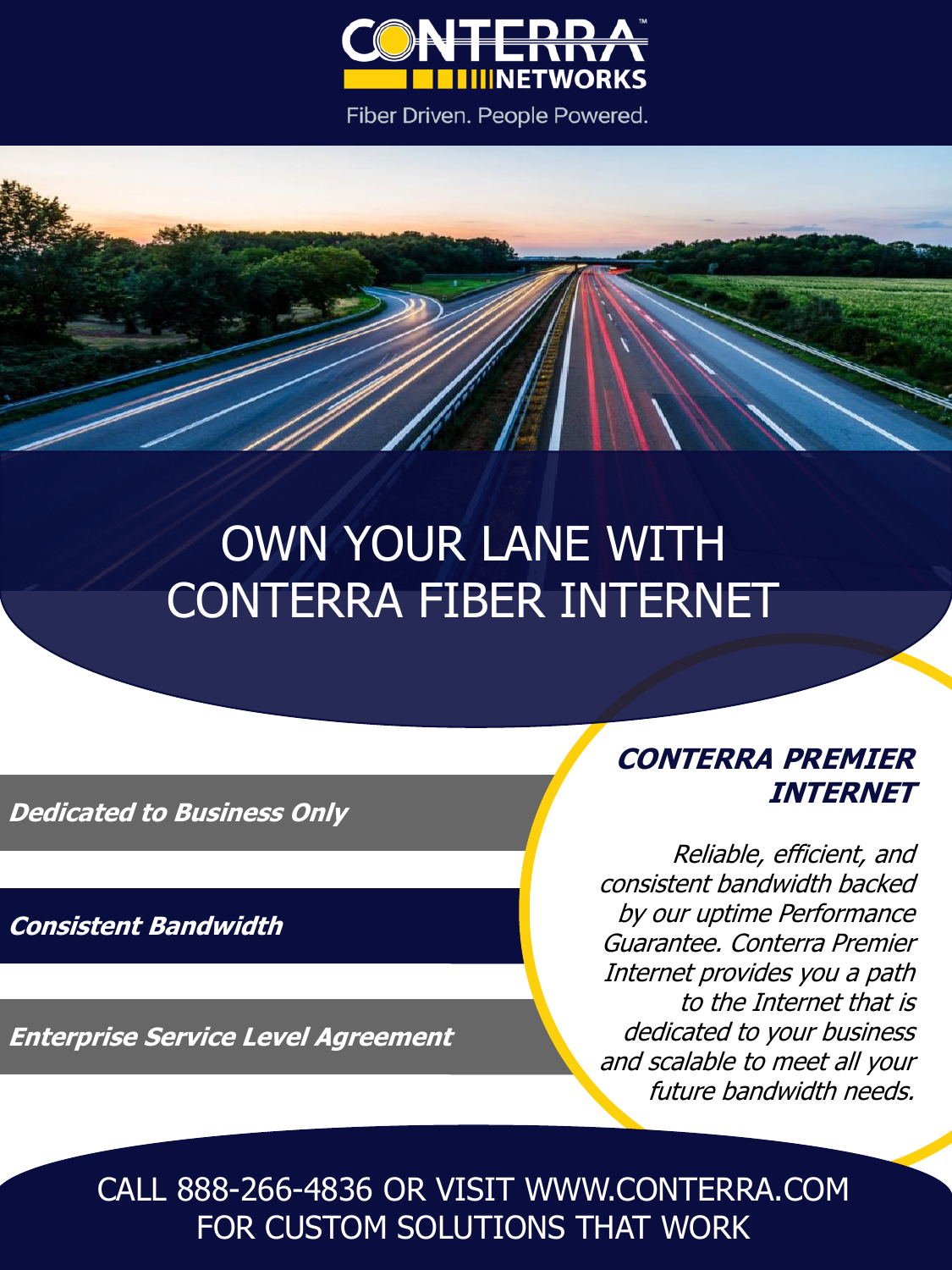# CONTERRA NETWORKS

Fiber Driven. People Powered.

# OWN YOUR LANE WITH CONTERRA FIBER INTERNET

***Dedicated to Business Only***

***Consistent Bandwidth***

***Enterprise Service Level Agreement***

## *CONTERRA PREMIER INTERNET*

*Reliable, efficient, and consistent bandwidth backed by our uptime Performance Guarantee. Conterra Premier Internet provides you a path to the Internet that is dedicated to your business and scalable to meet all your future bandwidth needs.*

CALL 888-266-4836 OR VISIT WWW.CONTERRA.COM FOR CUSTOM SOLUTIONS THAT WORK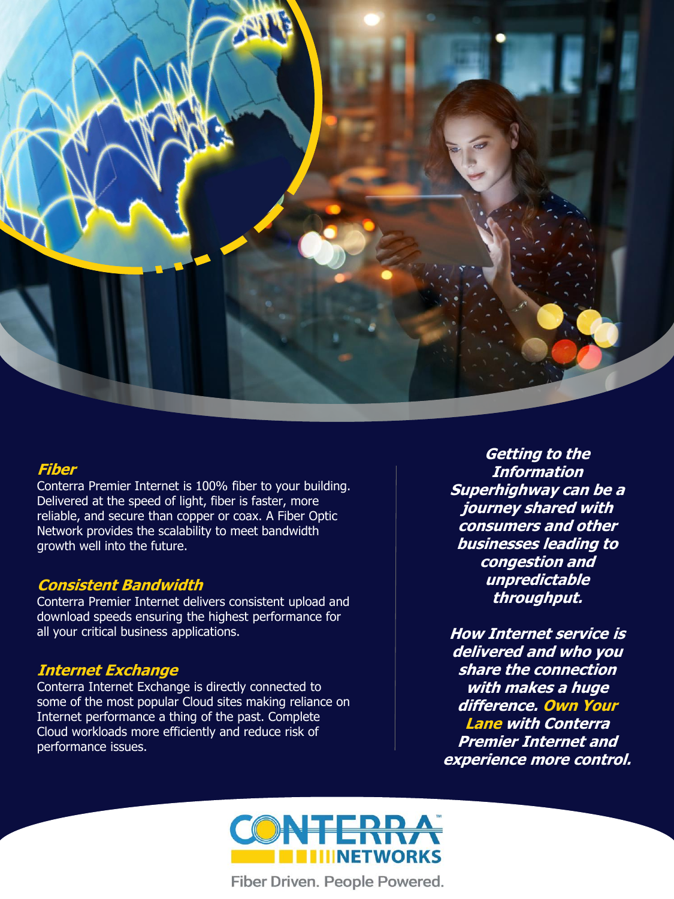### *Fiber*

Conterra Premier Internet is 100% fiber to your building. Delivered at the speed of light, fiber is faster, more reliable, and secure than copper or coax. A Fiber Optic Network provides the scalability to meet bandwidth growth well into the future.

### *Consistent Bandwidth*

Conterra Premier Internet delivers consistent upload and download speeds ensuring the highest performance for all your critical business applications.

### *Internet Exchange*

Conterra Internet Exchange is directly connected to some of the most popular Cloud sites making reliance on Internet performance a thing of the past. Complete Cloud workloads more efficiently and reduce risk of performance issues.

***Getting to the Information Superhighway can be a journey shared with consumers and other businesses leading to congestion and unpredictable throughput.***

***How Internet service is delivered and who you share the connection with makes a huge difference. Own Your Lane with Conterra Premier Internet and experience more control.***

CONTERRA™ NETWORKS

Fiber Driven. People Powered.